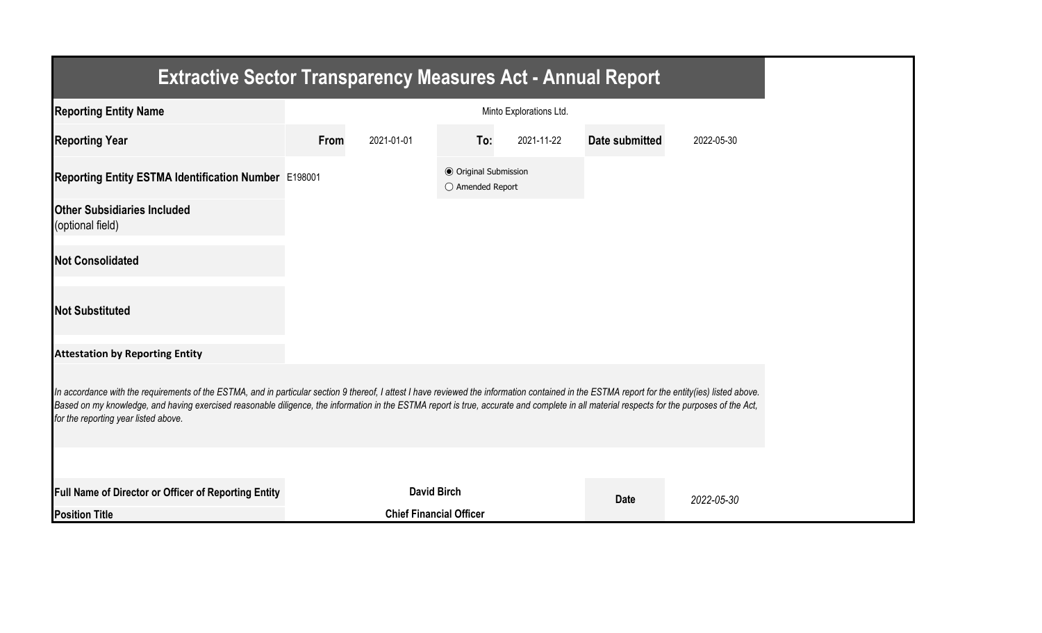# Extractive Sector Transparency Measures Act - Annual Report

| | | | | | | |
|---|---|---|---|---|---|---|
| **Reporting Entity Name** | | | Minto Explorations Ltd. | | | |
| **Reporting Year** | **From** | 2021-01-01 | **To:** | 2021-11-22 | **Date submitted** | 2022-05-30 |
| **Reporting Entity ESTMA Identification Number** | E198001 | | ◉ Original Submission<br>○ Amended Report | | | |
| **Other Subsidiaries Included** (optional field) | | | | | | |
| **Not Consolidated** | | | | | | |
| **Not Substituted** | | | | | | |

**Attestation by Reporting Entity**

*In accordance with the requirements of the ESTMA, and in particular section 9 thereof, I attest I have reviewed the information contained in the ESTMA report for the entity(ies) listed above. Based on my knowledge, and having exercised reasonable diligence, the information in the ESTMA report is true, accurate and complete in all material respects for the purposes of the Act, for the reporting year listed above.*

| | | | |
|---|---|---|---|
| **Full Name of Director or Officer of Reporting Entity** | **David Birch** | **Date** | *2022-05-30* |
| **Position Title** | **Chief Financial Officer** | | |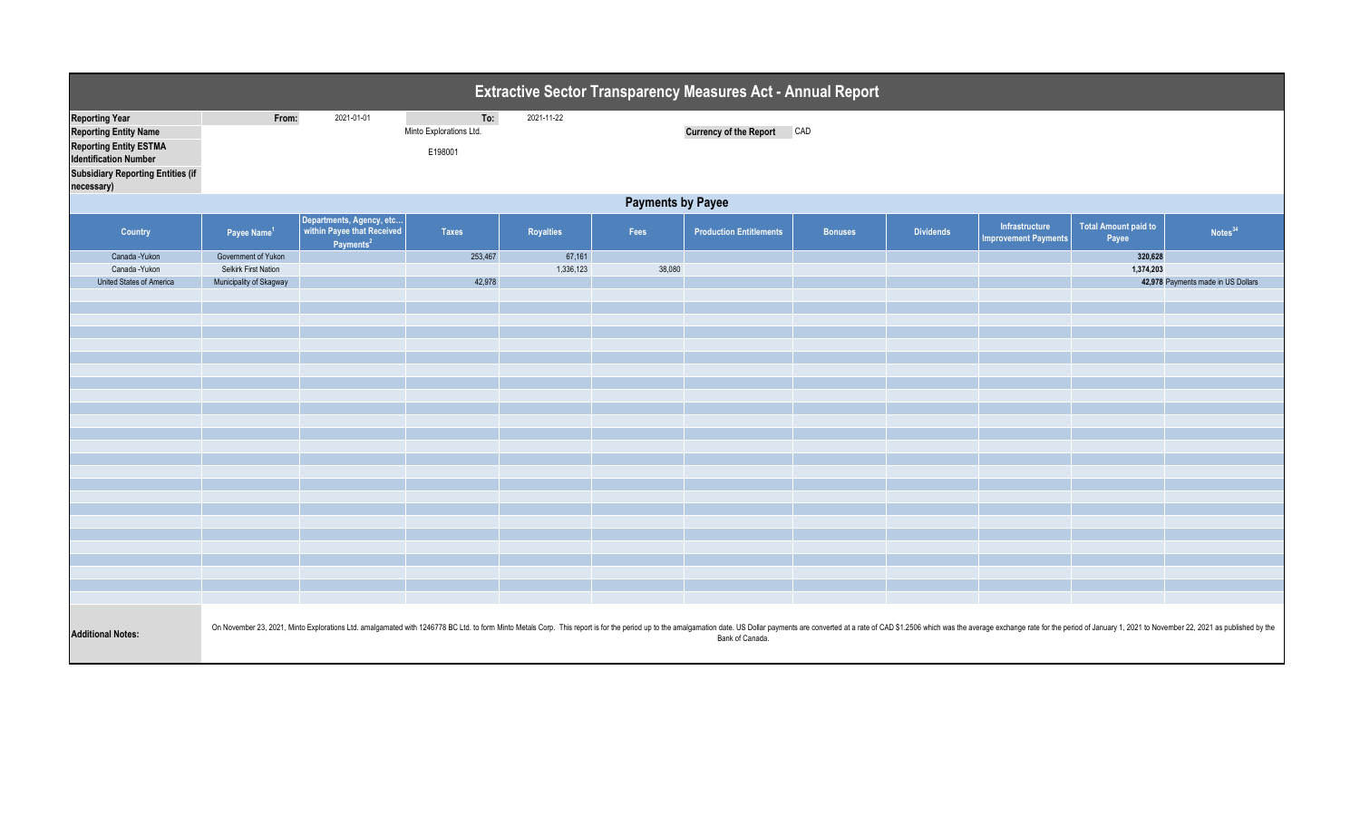# Extractive Sector Transparency Measures Act - Annual Report

| | | | | | | |
|---|---|---|---|---|---|---|
| **Reporting Year** | From: | 2021-01-01 | To: | 2021-11-22 | | |
| **Reporting Entity Name** | | | Minto Explorations Ltd. | | **Currency of the Report** | CAD |
| **Reporting Entity ESTMA Identification Number** | | | E198001 | | | |
| **Subsidiary Reporting Entities (if necessary)** | | | | | | |

## Payments by Payee

| Country | Payee Name[1] | Departments, Agency, etc... within Payee that Received Payments[2] | Taxes | Royalties | Fees | Production Entitlements | Bonuses | Dividends | Infrastructure Improvement Payments | Total Amount paid to Payee | Notes[34] |
|---|---|---|---|---|---|---|---|---|---|---|---|
| Canada -Yukon | Government of Yukon | | 253,467 | 67,161 | | | | | | **320,628** | |
| Canada -Yukon | Selkirk First Nation | | | 1,336,123 | 38,080 | | | | | **1,374,203** | |
| United States of America | Municipality of Skagway | | 42,978 | | | | | | | **42,978** | Payments made in US Dollars |

**Additional Notes:**

On November 23, 2021, Minto Explorations Ltd. amalgamated with 1246778 BC Ltd. to form Minto Metals Corp. This report is for the period up to the amalgamation date. US Dollar payments are converted at a rate of CAD $1.2506 which was the average exchange rate for the period of January 1, 2021 to November 22, 2021 as published by the Bank of Canada.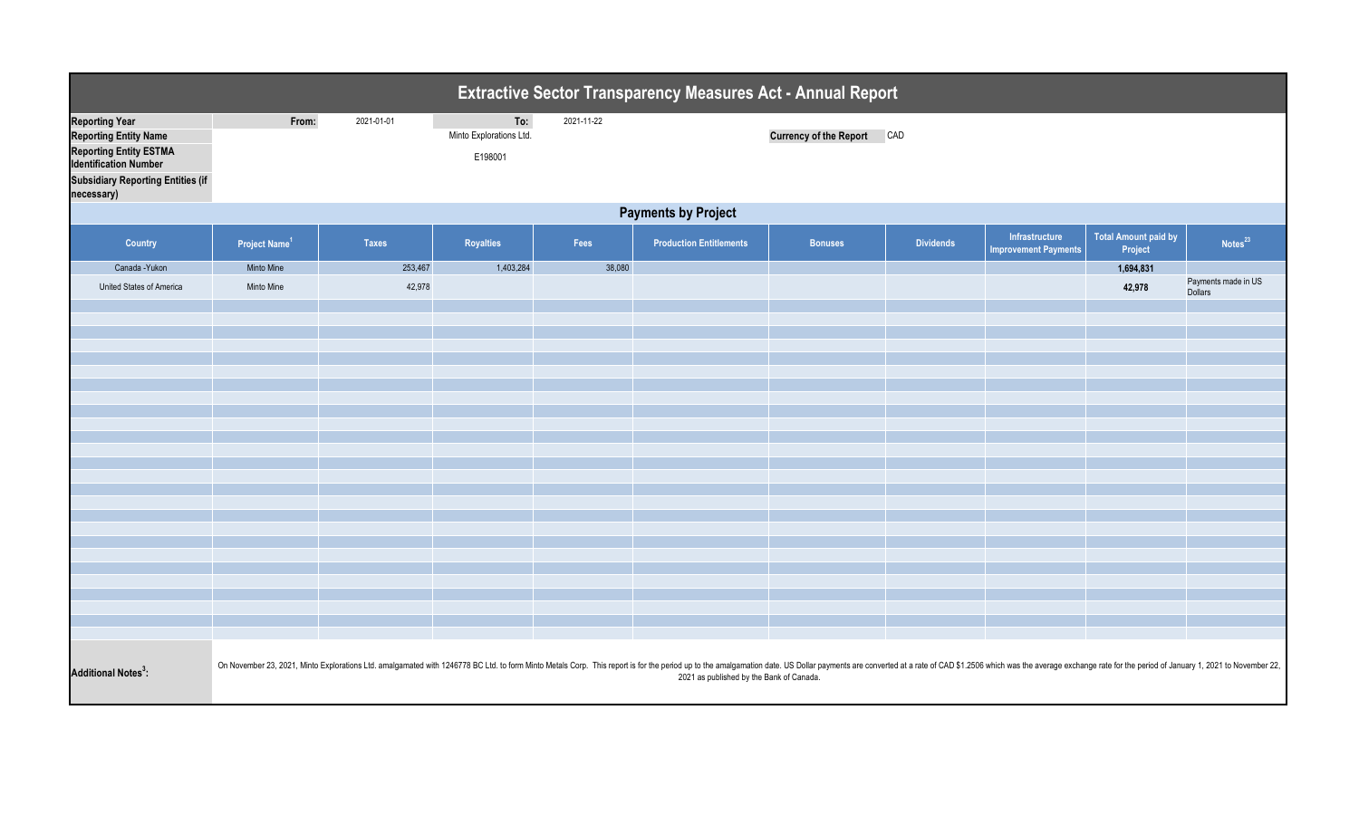# Extractive Sector Transparency Measures Act - Annual Report

| | | | | | |
|---|---|---|---|---|---|
| **Reporting Year** | From: | 2021-01-01 | To: | 2021-11-22 | |
| **Reporting Entity Name** | | | Minto Explorations Ltd. | **Currency of the Report** | CAD |
| **Reporting Entity ESTMA Identification Number** | | | E198001 | | |
| **Subsidiary Reporting Entities (if necessary)** | | | | | |

## Payments by Project

| Country | Project Name[1] | Taxes | Royalties | Fees | Production Entitlements | Bonuses | Dividends | Infrastructure Improvement Payments | Total Amount paid by Project | Notes[23] |
|---|---|---|---|---|---|---|---|---|---|---|
| Canada -Yukon | Minto Mine | 253,467 | 1,403,284 | 38,080 | | | | | **1,694,831** | |
| United States of America | Minto Mine | 42,978 | | | | | | | **42,978** | Payments made in US Dollars |

**Additional Notes[3]:** On November 23, 2021, Minto Explorations Ltd. amalgamated with 1246778 BC Ltd. to form Minto Metals Corp. This report is for the period up to the amalgamation date. US Dollar payments are converted at a rate of CAD $1.2506 which was the average exchange rate for the period of January 1, 2021 to November 22, 2021 as published by the Bank of Canada.